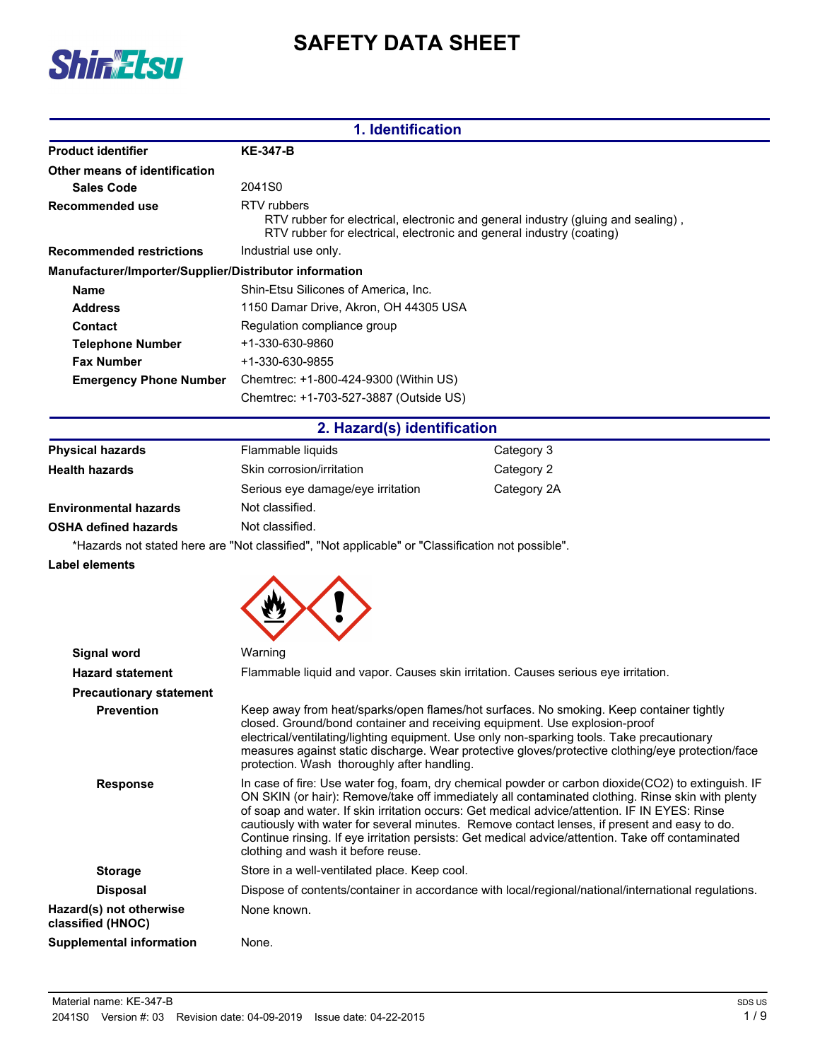# SAFETY DATA SHEET

## 1. Identification

| | |
|---|---|
| **Product identifier** | **KE-347-B** |
| **Other means of identification** | |
| **Sales Code** | 2041S0 |
| **Recommended use** | RTV rubbers<br>RTV rubber for electrical, electronic and general industry (gluing and sealing) ,<br>RTV rubber for electrical, electronic and general industry (coating) |
| **Recommended restrictions** | Industrial use only. |

**Manufacturer/Importer/Supplier/Distributor information**

| | |
|---|---|
| **Name** | Shin-Etsu Silicones of America, Inc. |
| **Address** | 1150 Damar Drive, Akron, OH 44305 USA |
| **Contact** | Regulation compliance group |
| **Telephone Number** | +1-330-630-9860 |
| **Fax Number** | +1-330-630-9855 |
| **Emergency Phone Number** | Chemtrec: +1-800-424-9300 (Within US)<br>Chemtrec: +1-703-527-3887 (Outside US) |

## 2. Hazard(s) identification

| | | |
|---|---|---|
| **Physical hazards** | Flammable liquids | Category 3 |
| **Health hazards** | Skin corrosion/irritation | Category 2 |
| | Serious eye damage/eye irritation | Category 2A |
| **Environmental hazards** | Not classified. | |
| **OSHA defined hazards** | Not classified. | |

*Hazards not stated here are "Not classified", "Not applicable" or "Classification not possible".

**Label elements**

**Signal word** Warning

**Hazard statement** Flammable liquid and vapor. Causes skin irritation. Causes serious eye irritation.

**Precautionary statement**

**Prevention** Keep away from heat/sparks/open flames/hot surfaces. No smoking. Keep container tightly closed. Ground/bond container and receiving equipment. Use explosion-proof electrical/ventilating/lighting equipment. Use only non-sparking tools. Take precautionary measures against static discharge. Wear protective gloves/protective clothing/eye protection/face protection. Wash thoroughly after handling.

**Response** In case of fire: Use water fog, foam, dry chemical powder or carbon dioxide($CO_2$) to extinguish. IF ON SKIN (or hair): Remove/take off immediately all contaminated clothing. Rinse skin with plenty of soap and water. If skin irritation occurs: Get medical advice/attention. IF IN EYES: Rinse cautiously with water for several minutes. Remove contact lenses, if present and easy to do. Continue rinsing. If eye irritation persists: Get medical advice/attention. Take off contaminated clothing and wash it before reuse.

**Storage** Store in a well-ventilated place. Keep cool.

**Disposal** Dispose of contents/container in accordance with local/regional/national/international regulations.

**Hazard(s) not otherwise classified (HNOC)** None known.

**Supplemental information** None.

Material name: KE-347-B

2041S0 Version #: 03 Revision date: 04-09-2019 Issue date: 04-22-2015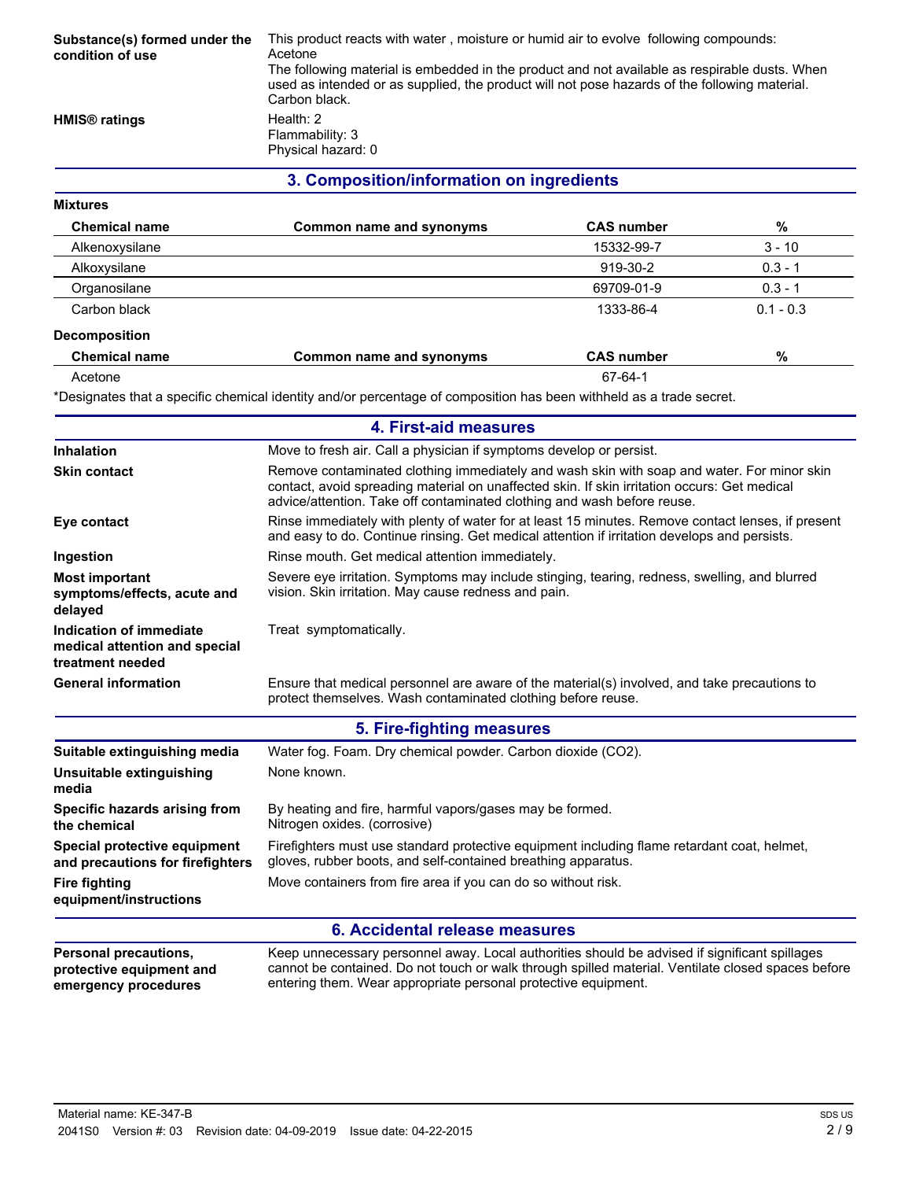| | |
|---|---|
| **Substance(s) formed under the condition of use** | This product reacts with water , moisture or humid air to evolve following compounds: Acetone<br>The following material is embedded in the product and not available as respirable dusts. When used as intended or as supplied, the product will not pose hazards of the following material. Carbon black. |
| **HMIS® ratings** | Health: 2<br>Flammability: 3<br>Physical hazard: 0 |

## 3. Composition/information on ingredients

**Mixtures**

| Chemical name | Common name and synonyms | CAS number | % |
|---|---|---|---|
| Alkenoxysilane | | 15332-99-7 | 3 - 10 |
| Alkoxysilane | | 919-30-2 | 0.3 - 1 |
| Organosilane | | 69709-01-9 | 0.3 - 1 |
| Carbon black | | 1333-86-4 | 0.1 - 0.3 |

**Decomposition**

| Chemical name | Common name and synonyms | CAS number | % |
|---|---|---|---|
| Acetone | | 67-64-1 | |

*Designates that a specific chemical identity and/or percentage of composition has been withheld as a trade secret.

## 4. First-aid measures

| | |
|---|---|
| **Inhalation** | Move to fresh air. Call a physician if symptoms develop or persist. |
| **Skin contact** | Remove contaminated clothing immediately and wash skin with soap and water. For minor skin contact, avoid spreading material on unaffected skin. If skin irritation occurs: Get medical advice/attention. Take off contaminated clothing and wash before reuse. |
| **Eye contact** | Rinse immediately with plenty of water for at least 15 minutes. Remove contact lenses, if present and easy to do. Continue rinsing. Get medical attention if irritation develops and persists. |
| **Ingestion** | Rinse mouth. Get medical attention immediately. |
| **Most important symptoms/effects, acute and delayed** | Severe eye irritation. Symptoms may include stinging, tearing, redness, swelling, and blurred vision. Skin irritation. May cause redness and pain. |
| **Indication of immediate medical attention and special treatment needed** | Treat symptomatically. |
| **General information** | Ensure that medical personnel are aware of the material(s) involved, and take precautions to protect themselves. Wash contaminated clothing before reuse. |

## 5. Fire-fighting measures

| | |
|---|---|
| **Suitable extinguishing media** | Water fog. Foam. Dry chemical powder. Carbon dioxide ($CO_2$). |
| **Unsuitable extinguishing media** | None known. |
| **Specific hazards arising from the chemical** | By heating and fire, harmful vapors/gases may be formed.<br>Nitrogen oxides. (corrosive) |
| **Special protective equipment and precautions for firefighters** | Firefighters must use standard protective equipment including flame retardant coat, helmet, gloves, rubber boots, and self-contained breathing apparatus. |
| **Fire fighting equipment/instructions** | Move containers from fire area if you can do so without risk. |

## 6. Accidental release measures

| | |
|---|---|
| **Personal precautions, protective equipment and emergency procedures** | Keep unnecessary personnel away. Local authorities should be advised if significant spillages cannot be contained. Do not touch or walk through spilled material. Ventilate closed spaces before entering them. Wear appropriate personal protective equipment. |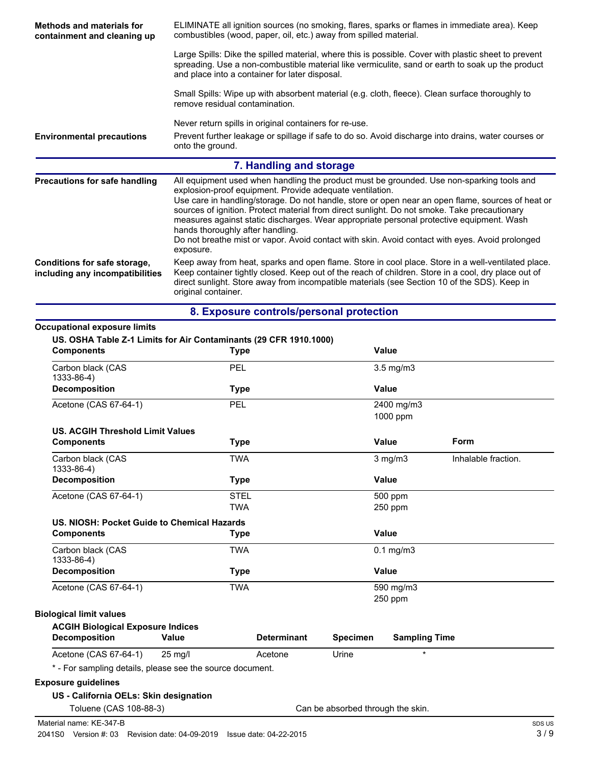| | |
|---|---|
| **Methods and materials for containment and cleaning up** | ELIMINATE all ignition sources (no smoking, flares, sparks or flames in immediate area). Keep combustibles (wood, paper, oil, etc.) away from spilled material.<br><br>Large Spills: Dike the spilled material, where this is possible. Cover with plastic sheet to prevent spreading. Use a non-combustible material like vermiculite, sand or earth to soak up the product and place into a container for later disposal.<br><br>Small Spills: Wipe up with absorbent material (e.g. cloth, fleece). Clean surface thoroughly to remove residual contamination.<br><br>Never return spills in original containers for re-use. |
| **Environmental precautions** | Prevent further leakage or spillage if safe to do so. Avoid discharge into drains, water courses or onto the ground. |

## 7. Handling and storage

| | |
|---|---|
| **Precautions for safe handling** | All equipment used when handling the product must be grounded. Use non-sparking tools and explosion-proof equipment. Provide adequate ventilation.<br>Use care in handling/storage. Do not handle, store or open near an open flame, sources of heat or sources of ignition. Protect material from direct sunlight. Do not smoke. Take precautionary measures against static discharges. Wear appropriate personal protective equipment. Wash hands thoroughly after handling.<br>Do not breathe mist or vapor. Avoid contact with skin. Avoid contact with eyes. Avoid prolonged exposure. |
| **Conditions for safe storage, including any incompatibilities** | Keep away from heat, sparks and open flame. Store in cool place. Store in a well-ventilated place. Keep container tightly closed. Keep out of the reach of children. Store in a cool, dry place out of direct sunlight. Store away from incompatible materials (see Section 10 of the SDS). Keep in original container. |

## 8. Exposure controls/personal protection

**Occupational exposure limits**

**US. OSHA Table Z-1 Limits for Air Contaminants (29 CFR 1910.1000)**

| Components | Type | Value |
|---|---|---|
| Carbon black (CAS 1333-86-4) | PEL | 3.5 mg/m3 |
| **Decomposition** | **Type** | **Value** |
| Acetone (CAS 67-64-1) | PEL | 2400 mg/m3 |
| | | 1000 ppm |

**US. ACGIH Threshold Limit Values**

| Components | Type | Value | Form |
|---|---|---|---|
| Carbon black (CAS 1333-86-4) | TWA | 3 mg/m3 | Inhalable fraction. |
| **Decomposition** | **Type** | **Value** | |
| Acetone (CAS 67-64-1) | STEL | 500 ppm | |
| | TWA | 250 ppm | |

**US. NIOSH: Pocket Guide to Chemical Hazards**

| Components | Type | Value |
|---|---|---|
| Carbon black (CAS 1333-86-4) | TWA | 0.1 mg/m3 |
| **Decomposition** | **Type** | **Value** |
| Acetone (CAS 67-64-1) | TWA | 590 mg/m3 |
| | | 250 ppm |

**Biological limit values**

**ACGIH Biological Exposure Indices**

| Decomposition | Value | Determinant | Specimen | Sampling Time |
|---|---|---|---|---|
| Acetone (CAS 67-64-1) | 25 mg/l | Acetone | Urine | * |

\* - For sampling details, please see the source document.

**Exposure guidelines**

**US - California OELs: Skin designation**

| | |
|---|---|
| Toluene (CAS 108-88-3) | Can be absorbed through the skin. |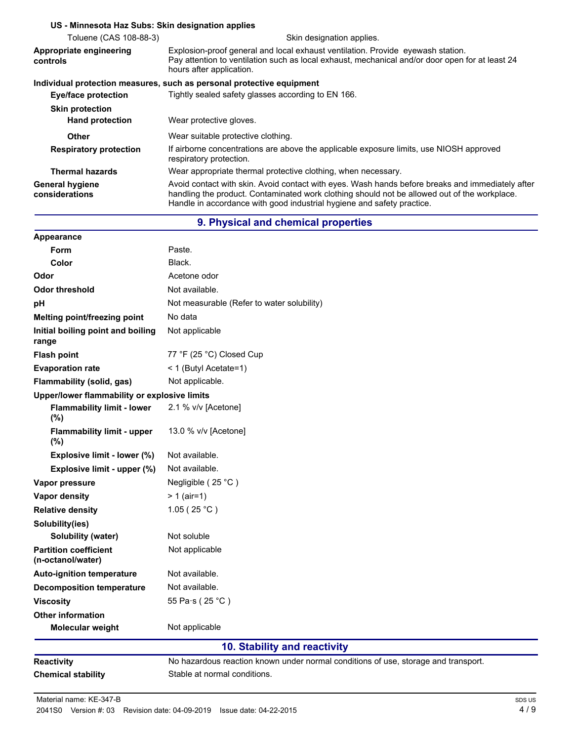**US - Minnesota Haz Subs: Skin designation applies**

| | |
|---|---|
| Toluene (CAS 108-88-3) | Skin designation applies. |
| **Appropriate engineering controls** | Explosion-proof general and local exhaust ventilation. Provide eyewash station. Pay attention to ventilation such as local exhaust, mechanical and/or door open for at least 24 hours after application. |

**Individual protection measures, such as personal protective equipment**

| | |
|---|---|
| **Eye/face protection** | Tightly sealed safety glasses according to EN 166. |
| **Skin protection** | |
| **Hand protection** | Wear protective gloves. |
| **Other** | Wear suitable protective clothing. |
| **Respiratory protection** | If airborne concentrations are above the applicable exposure limits, use NIOSH approved respiratory protection. |
| **Thermal hazards** | Wear appropriate thermal protective clothing, when necessary. |
| **General hygiene considerations** | Avoid contact with skin. Avoid contact with eyes. Wash hands before breaks and immediately after handling the product. Contaminated work clothing should not be allowed out of the workplace. Handle in accordance with good industrial hygiene and safety practice. |

## 9. Physical and chemical properties

| | |
|---|---|
| **Appearance** | |
| **Form** | Paste. |
| **Color** | Black. |
| **Odor** | Acetone odor |
| **Odor threshold** | Not available. |
| **pH** | Not measurable (Refer to water solubility) |
| **Melting point/freezing point** | No data |
| **Initial boiling point and boiling range** | Not applicable |
| **Flash point** | 77 °F (25 °C) Closed Cup |
| **Evaporation rate** | < 1 (Butyl Acetate=1) |
| **Flammability (solid, gas)** | Not applicable. |
| **Upper/lower flammability or explosive limits** | |
| **Flammability limit - lower (%)** | 2.1 % v/v [Acetone] |
| **Flammability limit - upper (%)** | 13.0 % v/v [Acetone] |
| **Explosive limit - lower (%)** | Not available. |
| **Explosive limit - upper (%)** | Not available. |
| **Vapor pressure** | Negligible ( 25 °C ) |
| **Vapor density** | > 1 (air=1) |
| **Relative density** | 1.05 ( 25 °C ) |
| **Solubility(ies)** | |
| **Solubility (water)** | Not soluble |
| **Partition coefficient (n-octanol/water)** | Not applicable |
| **Auto-ignition temperature** | Not available. |
| **Decomposition temperature** | Not available. |
| **Viscosity** | 55 Pa·s ( 25 °C ) |
| **Other information** | |
| **Molecular weight** | Not applicable |

## 10. Stability and reactivity

| | |
|---|---|
| **Reactivity** | No hazardous reaction known under normal conditions of use, storage and transport. |
| **Chemical stability** | Stable at normal conditions. |

Material name: KE-347-B

2041S0 Version #: 03 Revision date: 04-09-2019 Issue date: 04-22-2015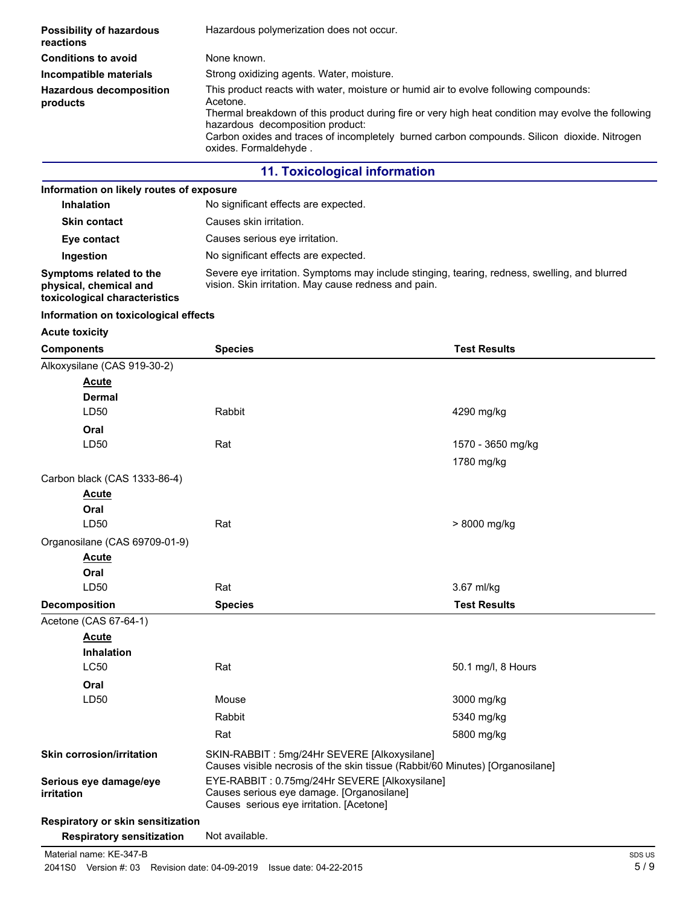**Possibility of hazardous reactions** Hazardous polymerization does not occur.

**Conditions to avoid** None known.

**Incompatible materials** Strong oxidizing agents. Water, moisture.

**Hazardous decomposition products** This product reacts with water, moisture or humid air to evolve following compounds: Acetone.
Thermal breakdown of this product during fire or very high heat condition may evolve the following hazardous decomposition product:
Carbon oxides and traces of incompletely burned carbon compounds. Silicon dioxide. Nitrogen oxides. Formaldehyde .

## 11. Toxicological information

**Information on likely routes of exposure**

**Inhalation** No significant effects are expected.

**Skin contact** Causes skin irritation.

**Eye contact** Causes serious eye irritation.

**Ingestion** No significant effects are expected.

**Symptoms related to the physical, chemical and toxicological characteristics** Severe eye irritation. Symptoms may include stinging, tearing, redness, swelling, and blurred vision. Skin irritation. May cause redness and pain.

**Information on toxicological effects**

**Acute toxicity**

| Components | Species | Test Results |
|---|---|---|
| Alkoxysilane (CAS 919-30-2) | | |
| **Acute** | | |
| **Dermal** | | |
| LD50 | Rabbit | 4290 mg/kg |
| **Oral** | | |
| LD50 | Rat | 1570 - 3650 mg/kg |
| | | 1780 mg/kg |
| Carbon black (CAS 1333-86-4) | | |
| **Acute** | | |
| **Oral** | | |
| LD50 | Rat | > 8000 mg/kg |
| Organosilane (CAS 69709-01-9) | | |
| **Acute** | | |
| **Oral** | | |
| LD50 | Rat | 3.67 ml/kg |

| Decomposition | Species | Test Results |
|---|---|---|
| Acetone (CAS 67-64-1) | | |
| **Acute** | | |
| **Inhalation** | | |
| LC50 | Rat | 50.1 mg/l, 8 Hours |
| **Oral** | | |
| LD50 | Mouse | 3000 mg/kg |
| | Rabbit | 5340 mg/kg |
| | Rat | 5800 mg/kg |

**Skin corrosion/irritation** SKIN-RABBIT : 5mg/24Hr SEVERE [Alkoxysilane]
Causes visible necrosis of the skin tissue (Rabbit/60 Minutes) [Organosilane]

**Serious eye damage/eye irritation** EYE-RABBIT : 0.75mg/24Hr SEVERE [Alkoxysilane]
Causes serious eye damage. [Organosilane]
Causes serious eye irritation. [Acetone]

**Respiratory or skin sensitization**

**Respiratory sensitization** Not available.

Material name: KE-347-B
2041S0 Version #: 03 Revision date: 04-09-2019 Issue date: 04-22-2015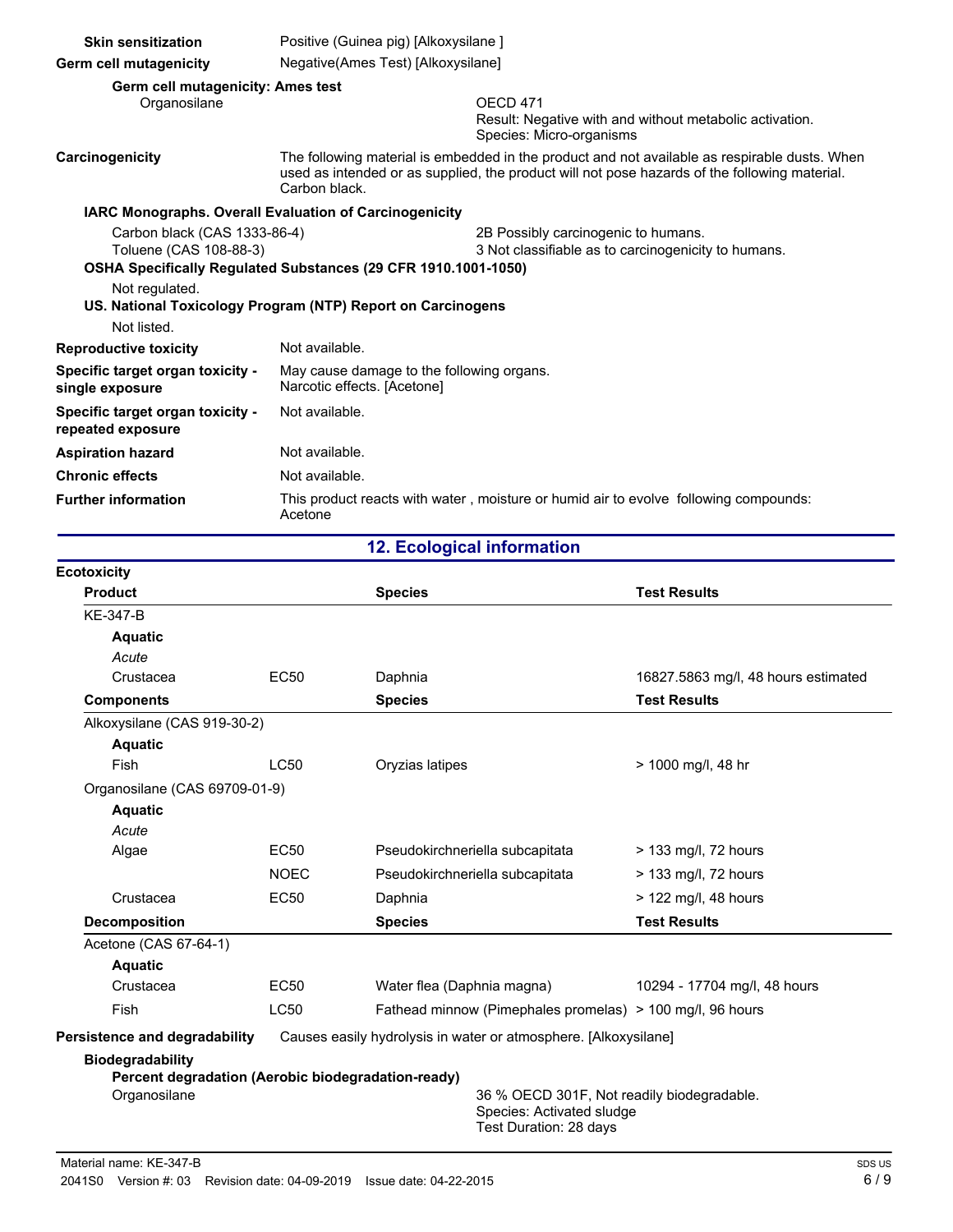**Skin sensitization** Positive (Guinea pig) [Alkoxysilane ]

**Germ cell mutagenicity** Negative(Ames Test) [Alkoxysilane]

**Germ cell mutagenicity: Ames test**

Organosilane — OECD 471
Result: Negative with and without metabolic activation.
Species: Micro-organisms

**Carcinogenicity** The following material is embedded in the product and not available as respirable dusts. When used as intended or as supplied, the product will not pose hazards of the following material. Carbon black.

**IARC Monographs. Overall Evaluation of Carcinogenicity**

| | |
|---|---|
| Carbon black (CAS 1333-86-4) | 2B Possibly carcinogenic to humans. |
| Toluene (CAS 108-88-3) | 3 Not classifiable as to carcinogenicity to humans. |

**OSHA Specifically Regulated Substances (29 CFR 1910.1001-1050)**

Not regulated.

**US. National Toxicology Program (NTP) Report on Carcinogens**

Not listed.

**Reproductive toxicity** Not available.

**Specific target organ toxicity - single exposure** May cause damage to the following organs.
Narcotic effects. [Acetone]

**Specific target organ toxicity - repeated exposure** Not available.

**Aspiration hazard** Not available.

**Chronic effects** Not available.

**Further information** This product reacts with water , moisture or humid air to evolve following compounds: Acetone

## 12. Ecological information

**Ecotoxicity**

| **Product** | | **Species** | **Test Results** |
|---|---|---|---|
| KE-347-B | | | |
| **Aquatic** | | | |
| *Acute* | | | |
| Crustacea | EC50 | Daphnia | 16827.5863 mg/l, 48 hours estimated |
| **Components** | | **Species** | **Test Results** |
| Alkoxysilane (CAS 919-30-2) | | | |
| **Aquatic** | | | |
| Fish | LC50 | Oryzias latipes | > 1000 mg/l, 48 hr |
| Organosilane (CAS 69709-01-9) | | | |
| **Aquatic** | | | |
| *Acute* | | | |
| Algae | EC50 | Pseudokirchneriella subcapitata | > 133 mg/l, 72 hours |
| | NOEC | Pseudokirchneriella subcapitata | > 133 mg/l, 72 hours |
| Crustacea | EC50 | Daphnia | > 122 mg/l, 48 hours |
| **Decomposition** | | **Species** | **Test Results** |
| Acetone (CAS 67-64-1) | | | |
| **Aquatic** | | | |
| Crustacea | EC50 | Water flea (Daphnia magna) | 10294 - 17704 mg/l, 48 hours |
| Fish | LC50 | Fathead minnow (Pimephales promelas) | > 100 mg/l, 96 hours |

**Persistence and degradability** Causes easily hydrolysis in water or atmosphere. [Alkoxysilane]

**Biodegradability**

**Percent degradation (Aerobic biodegradation-ready)**

Organosilane — 36 % OECD 301F, Not readily biodegradable.
Species: Activated sludge
Test Duration: 28 days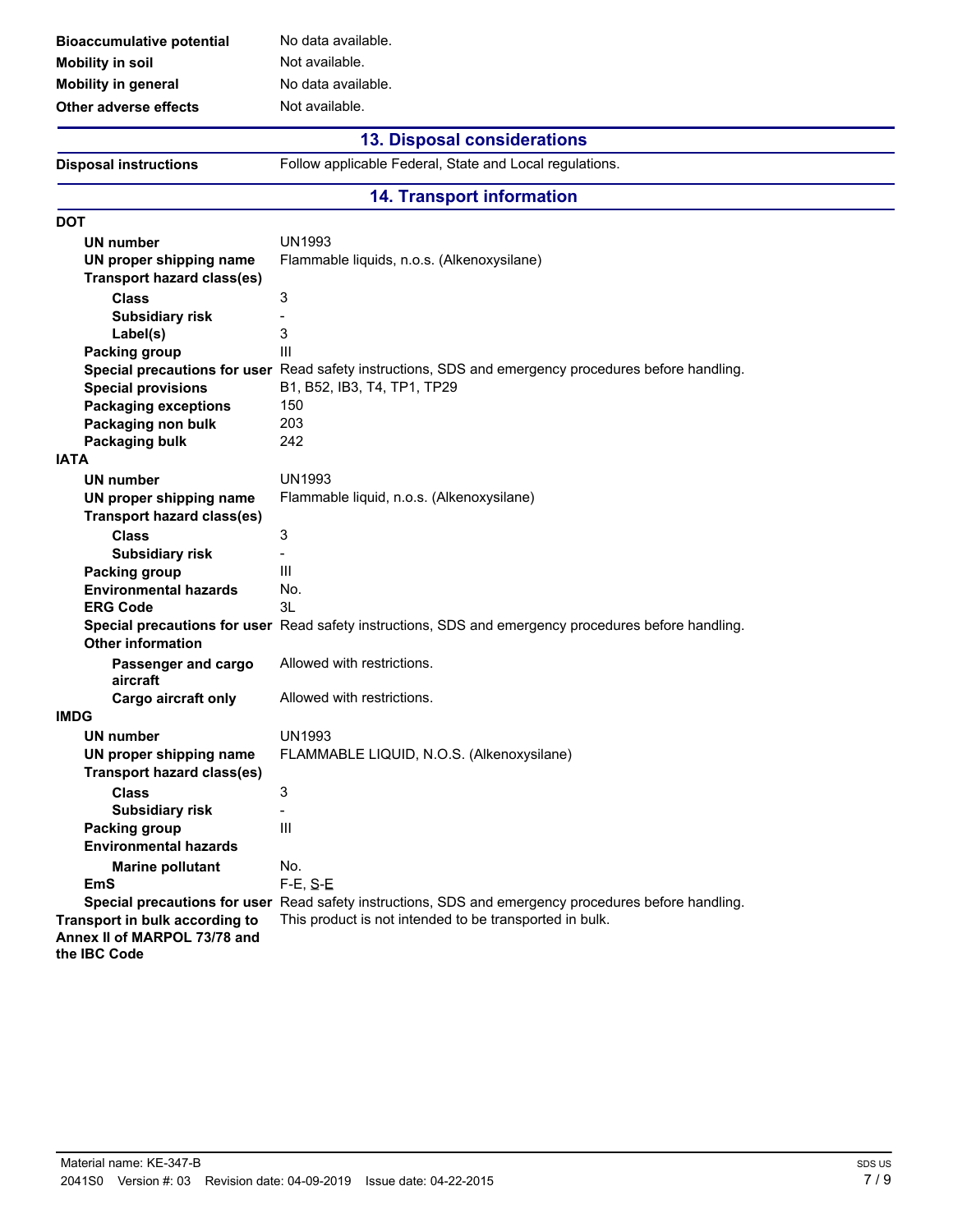| | |
|---|---|
| **Bioaccumulative potential** | No data available. |
| **Mobility in soil** | Not available. |
| **Mobility in general** | No data available. |
| **Other adverse effects** | Not available. |

## 13. Disposal considerations

| | |
|---|---|
| **Disposal instructions** | Follow applicable Federal, State and Local regulations. |

## 14. Transport information

**DOT**

| | |
|---|---|
| **UN number** | UN1993 |
| **UN proper shipping name** | Flammable liquids, n.o.s. (Alkenoxysilane) |
| **Transport hazard class(es)** | |
| **Class** | 3 |
| **Subsidiary risk** | - |
| **Label(s)** | 3 |
| **Packing group** | III |
| **Special precautions for user** | Read safety instructions, SDS and emergency procedures before handling. |
| **Special provisions** | B1, B52, IB3, T4, TP1, TP29 |
| **Packaging exceptions** | 150 |
| **Packaging non bulk** | 203 |
| **Packaging bulk** | 242 |

**IATA**

| | |
|---|---|
| **UN number** | UN1993 |
| **UN proper shipping name** | Flammable liquid, n.o.s. (Alkenoxysilane) |
| **Transport hazard class(es)** | |
| **Class** | 3 |
| **Subsidiary risk** | - |
| **Packing group** | III |
| **Environmental hazards** | No. |
| **ERG Code** | 3L |
| **Special precautions for user** | Read safety instructions, SDS and emergency procedures before handling. |
| **Other information** | |
| **Passenger and cargo aircraft** | Allowed with restrictions. |
| **Cargo aircraft only** | Allowed with restrictions. |

**IMDG**

| | |
|---|---|
| **UN number** | UN1993 |
| **UN proper shipping name** | FLAMMABLE LIQUID, N.O.S. (Alkenoxysilane) |
| **Transport hazard class(es)** | |
| **Class** | 3 |
| **Subsidiary risk** | - |
| **Packing group** | III |
| **Environmental hazards** | |
| **Marine pollutant** | No. |
| **EmS** | F-E, S-E |
| **Special precautions for user** | Read safety instructions, SDS and emergency procedures before handling. |

| | |
|---|---|
| **Transport in bulk according to Annex II of MARPOL 73/78 and the IBC Code** | This product is not intended to be transported in bulk. |

Material name: KE-347-B

2041S0 Version #: 03 Revision date: 04-09-2019 Issue date: 04-22-2015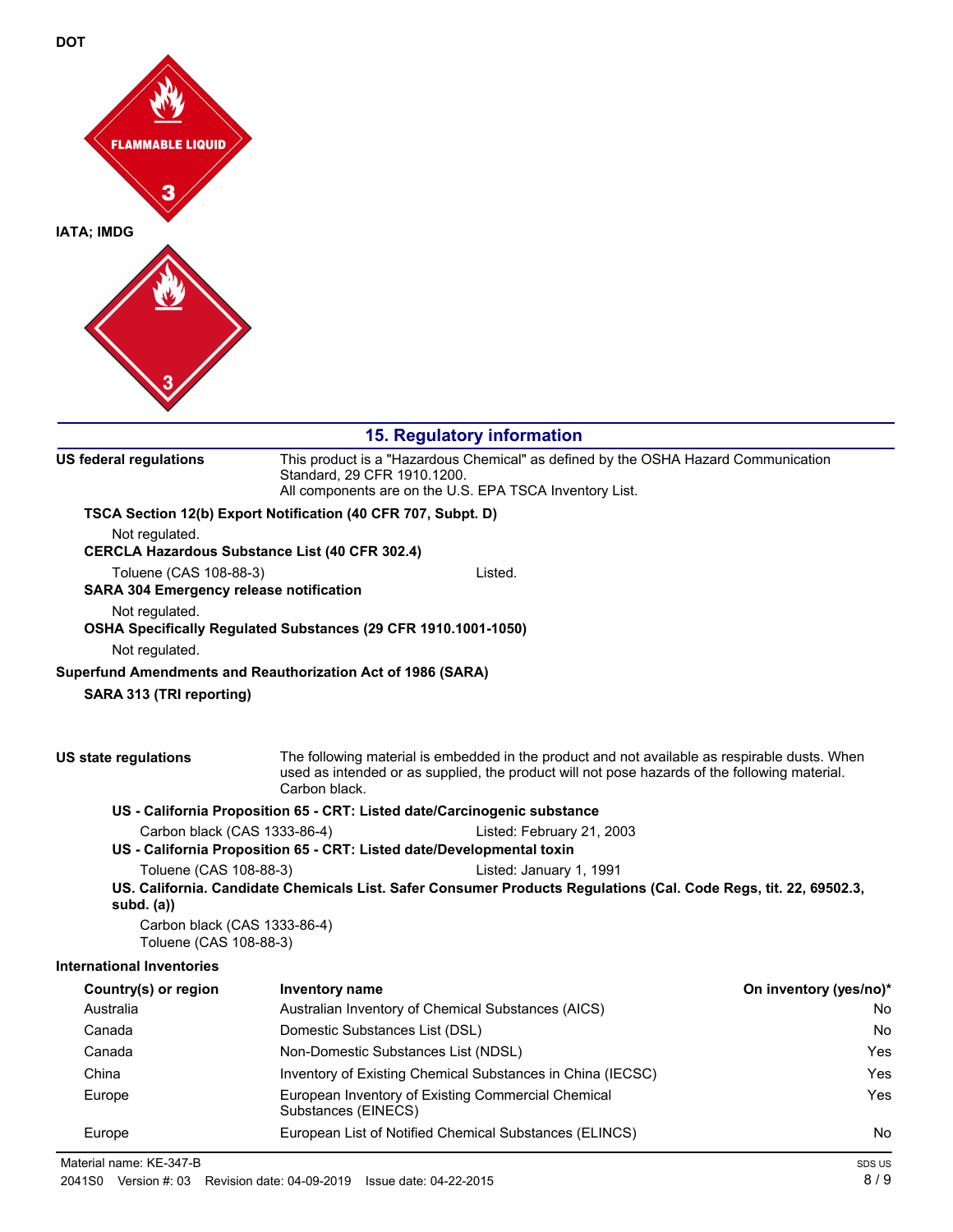**DOT**

FLAMMABLE LIQUID

3

**IATA; IMDG**

3

## 15. Regulatory information

**US federal regulations**

This product is a "Hazardous Chemical" as defined by the OSHA Hazard Communication Standard, 29 CFR 1910.1200.
All components are on the U.S. EPA TSCA Inventory List.

**TSCA Section 12(b) Export Notification (40 CFR 707, Subpt. D)**

Not regulated.

**CERCLA Hazardous Substance List (40 CFR 302.4)**

Toluene (CAS 108-88-3) Listed.

**SARA 304 Emergency release notification**

Not regulated.

**OSHA Specifically Regulated Substances (29 CFR 1910.1001-1050)**

Not regulated.

**Superfund Amendments and Reauthorization Act of 1986 (SARA)**

**SARA 313 (TRI reporting)**

**US state regulations**

The following material is embedded in the product and not available as respirable dusts. When used as intended or as supplied, the product will not pose hazards of the following material. Carbon black.

**US - California Proposition 65 - CRT: Listed date/Carcinogenic substance**

Carbon black (CAS 1333-86-4) Listed: February 21, 2003

**US - California Proposition 65 - CRT: Listed date/Developmental toxin**

Toluene (CAS 108-88-3) Listed: January 1, 1991

**US. California. Candidate Chemicals List. Safer Consumer Products Regulations (Cal. Code Regs, tit. 22, 69502.3, subd. (a))**

Carbon black (CAS 1333-86-4)
Toluene (CAS 108-88-3)

**International Inventories**

| Country(s) or region | Inventory name | On inventory (yes/no)* |
|---|---|---|
| Australia | Australian Inventory of Chemical Substances (AICS) | No |
| Canada | Domestic Substances List (DSL) | No |
| Canada | Non-Domestic Substances List (NDSL) | Yes |
| China | Inventory of Existing Chemical Substances in China (IECSC) | Yes |
| Europe | European Inventory of Existing Commercial Chemical Substances (EINECS) | Yes |
| Europe | European List of Notified Chemical Substances (ELINCS) | No |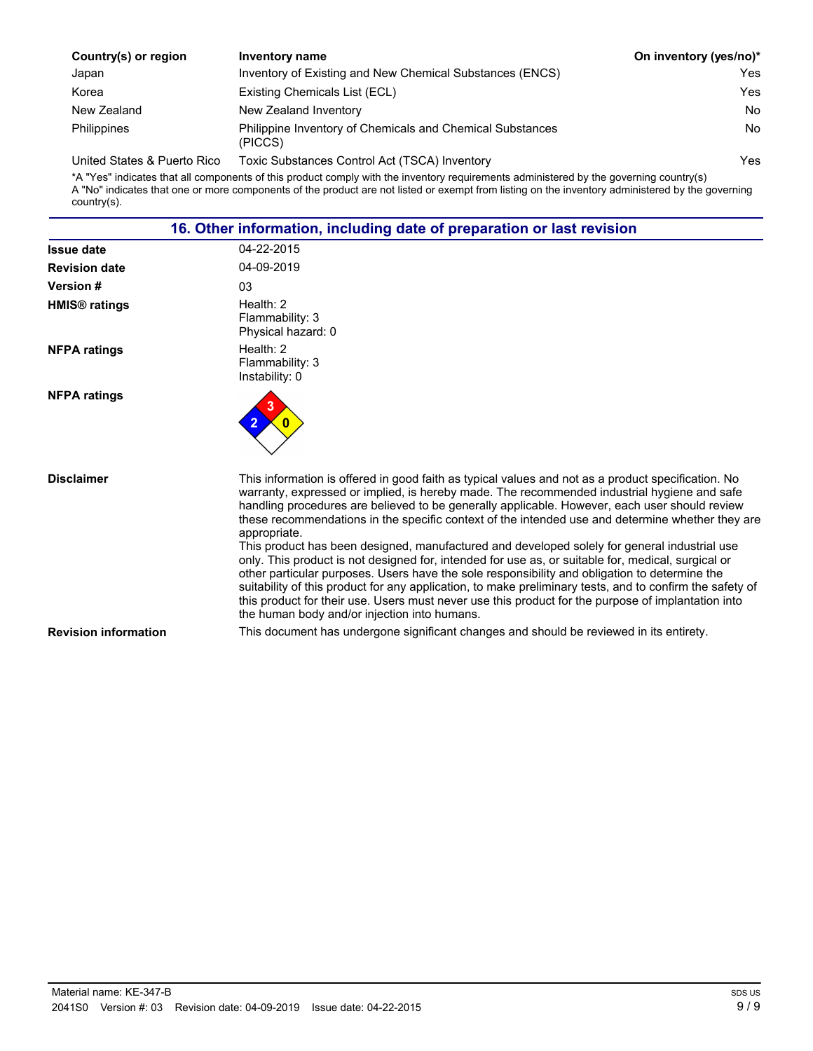| Country(s) or region | Inventory name | On inventory (yes/no)* |
| --- | --- | --- |
| Japan | Inventory of Existing and New Chemical Substances (ENCS) | Yes |
| Korea | Existing Chemicals List (ECL) | Yes |
| New Zealand | New Zealand Inventory | No |
| Philippines | Philippine Inventory of Chemicals and Chemical Substances (PICCS) | No |
| United States & Puerto Rico | Toxic Substances Control Act (TSCA) Inventory | Yes |

*A "Yes" indicates that all components of this product comply with the inventory requirements administered by the governing country(s)
A "No" indicates that one or more components of the product are not listed or exempt from listing on the inventory administered by the governing country(s).

## 16. Other information, including date of preparation or last revision

**Issue date** 04-22-2015

**Revision date** 04-09-2019

**Version #** 03

**HMIS® ratings** Health: 2
Flammability: 3
Physical hazard: 0

**NFPA ratings** Health: 2
Flammability: 3
Instability: 0

**NFPA ratings**

3
2 0

**Disclaimer** This information is offered in good faith as typical values and not as a product specification. No warranty, expressed or implied, is hereby made. The recommended industrial hygiene and safe handling procedures are believed to be generally applicable. However, each user should review these recommendations in the specific context of the intended use and determine whether they are appropriate.
This product has been designed, manufactured and developed solely for general industrial use only. This product is not designed for, intended for use as, or suitable for, medical, surgical or other particular purposes. Users have the sole responsibility and obligation to determine the suitability of this product for any application, to make preliminary tests, and to confirm the safety of this product for their use. Users must never use this product for the purpose of implantation into the human body and/or injection into humans.

**Revision information** This document has undergone significant changes and should be reviewed in its entirety.